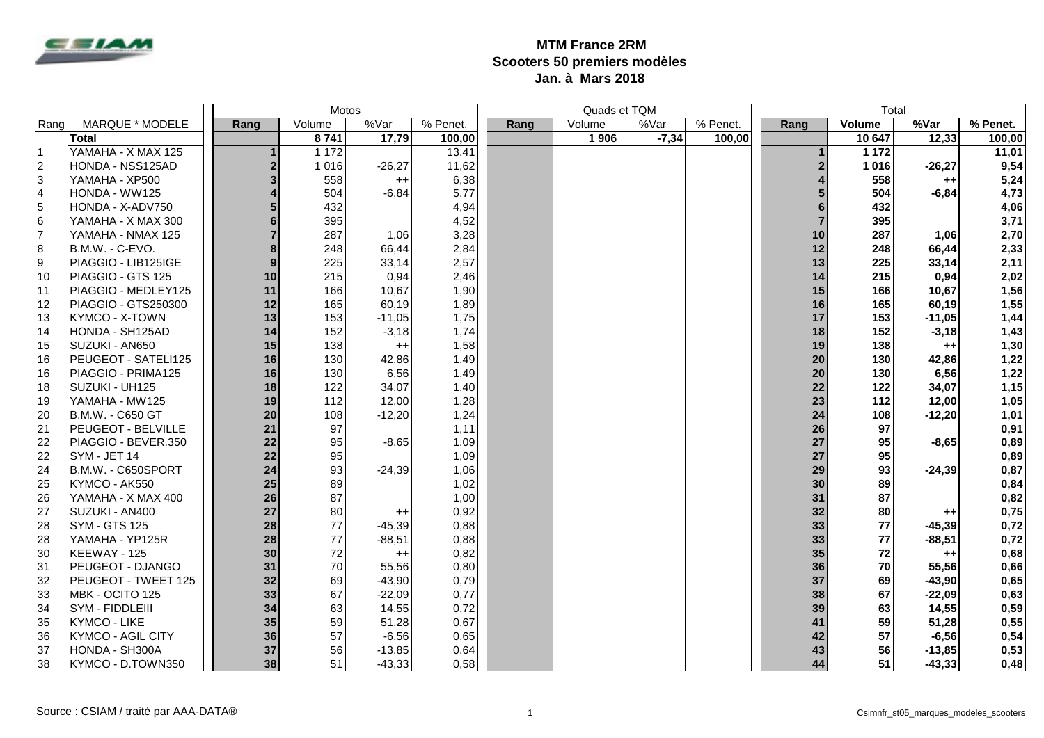# MTM France 2RM
## Scooters 50 premiers modèles
## Jan. à Mars 2018

| Rang | MARQUE * MODELE | Motos | | | | Quads et TQM | | | | Total | | | |
|---|---|---|---|---|---|---|---|---|---|---|---|---|---|
| | | Rang | Volume | %Var | % Penet. | Rang | Volume | %Var | % Penet. | Rang | Volume | %Var | % Penet. |
| | **Total** | | **8 741** | **17,79** | **100,00** | | **1 906** | **-7,34** | **100,00** | | **10 647** | **12,33** | **100,00** |
| 1 | YAMAHA - X MAX 125 | **1** | 1 172 | | 13,41 | | | | | **1** | **1 172** | | **11,01** |
| 2 | HONDA - NSS125AD | **2** | 1 016 | -26,27 | 11,62 | | | | | **2** | **1 016** | **-26,27** | **9,54** |
| 3 | YAMAHA - XP500 | **3** | 558 | ++ | 6,38 | | | | | **4** | **558** | **++** | **5,24** |
| 4 | HONDA - WW125 | **4** | 504 | -6,84 | 5,77 | | | | | **5** | **504** | **-6,84** | **4,73** |
| 5 | HONDA - X-ADV750 | **5** | 432 | | 4,94 | | | | | **6** | **432** | | **4,06** |
| 6 | YAMAHA - X MAX 300 | **6** | 395 | | 4,52 | | | | | **7** | **395** | | **3,71** |
| 7 | YAMAHA - NMAX 125 | **7** | 287 | 1,06 | 3,28 | | | | | **10** | **287** | **1,06** | **2,70** |
| 8 | B.M.W. - C-EVO. | **8** | 248 | 66,44 | 2,84 | | | | | **12** | **248** | **66,44** | **2,33** |
| 9 | PIAGGIO - LIB125IGE | **9** | 225 | 33,14 | 2,57 | | | | | **13** | **225** | **33,14** | **2,11** |
| 10 | PIAGGIO - GTS 125 | **10** | 215 | 0,94 | 2,46 | | | | | **14** | **215** | **0,94** | **2,02** |
| 11 | PIAGGIO - MEDLEY125 | **11** | 166 | 10,67 | 1,90 | | | | | **15** | **166** | **10,67** | **1,56** |
| 12 | PIAGGIO - GTS250300 | **12** | 165 | 60,19 | 1,89 | | | | | **16** | **165** | **60,19** | **1,55** |
| 13 | KYMCO - X-TOWN | **13** | 153 | -11,05 | 1,75 | | | | | **17** | **153** | **-11,05** | **1,44** |
| 14 | HONDA - SH125AD | **14** | 152 | -3,18 | 1,74 | | | | | **18** | **152** | **-3,18** | **1,43** |
| 15 | SUZUKI - AN650 | **15** | 138 | ++ | 1,58 | | | | | **19** | **138** | **++** | **1,30** |
| 16 | PEUGEOT - SATELI125 | **16** | 130 | 42,86 | 1,49 | | | | | **20** | **130** | **42,86** | **1,22** |
| 16 | PIAGGIO - PRIMA125 | **16** | 130 | 6,56 | 1,49 | | | | | **20** | **130** | **6,56** | **1,22** |
| 18 | SUZUKI - UH125 | **18** | 122 | 34,07 | 1,40 | | | | | **22** | **122** | **34,07** | **1,15** |
| 19 | YAMAHA - MW125 | **19** | 112 | 12,00 | 1,28 | | | | | **23** | **112** | **12,00** | **1,05** |
| 20 | B.M.W. - C650 GT | **20** | 108 | -12,20 | 1,24 | | | | | **24** | **108** | **-12,20** | **1,01** |
| 21 | PEUGEOT - BELVILLE | **21** | 97 | | 1,11 | | | | | **26** | **97** | | **0,91** |
| 22 | PIAGGIO - BEVER.350 | **22** | 95 | -8,65 | 1,09 | | | | | **27** | **95** | **-8,65** | **0,89** |
| 22 | SYM - JET 14 | **22** | 95 | | 1,09 | | | | | **27** | **95** | | **0,89** |
| 24 | B.M.W. - C650SPORT | **24** | 93 | -24,39 | 1,06 | | | | | **29** | **93** | **-24,39** | **0,87** |
| 25 | KYMCO - AK550 | **25** | 89 | | 1,02 | | | | | **30** | **89** | | **0,84** |
| 26 | YAMAHA - X MAX 400 | **26** | 87 | | 1,00 | | | | | **31** | **87** | | **0,82** |
| 27 | SUZUKI - AN400 | **27** | 80 | ++ | 0,92 | | | | | **32** | **80** | **++** | **0,75** |
| 28 | SYM - GTS 125 | **28** | 77 | -45,39 | 0,88 | | | | | **33** | **77** | **-45,39** | **0,72** |
| 28 | YAMAHA - YP125R | **28** | 77 | -88,51 | 0,88 | | | | | **33** | **77** | **-88,51** | **0,72** |
| 30 | KEEWAY - 125 | **30** | 72 | ++ | 0,82 | | | | | **35** | **72** | **++** | **0,68** |
| 31 | PEUGEOT - DJANGO | **31** | 70 | 55,56 | 0,80 | | | | | **36** | **70** | **55,56** | **0,66** |
| 32 | PEUGEOT - TWEET 125 | **32** | 69 | -43,90 | 0,79 | | | | | **37** | **69** | **-43,90** | **0,65** |
| 33 | MBK - OCITO 125 | **33** | 67 | -22,09 | 0,77 | | | | | **38** | **67** | **-22,09** | **0,63** |
| 34 | SYM - FIDDLEIII | **34** | 63 | 14,55 | 0,72 | | | | | **39** | **63** | **14,55** | **0,59** |
| 35 | KYMCO - LIKE | **35** | 59 | 51,28 | 0,67 | | | | | **41** | **59** | **51,28** | **0,55** |
| 36 | KYMCO - AGIL CITY | **36** | 57 | -6,56 | 0,65 | | | | | **42** | **57** | **-6,56** | **0,54** |
| 37 | HONDA - SH300A | **37** | 56 | -13,85 | 0,64 | | | | | **43** | **56** | **-13,85** | **0,53** |
| 38 | KYMCO - D.TOWN350 | **38** | 51 | -43,33 | 0,58 | | | | | **44** | **51** | **-43,33** | **0,48** |

Source : CSIAM / traité par AAA-DATA®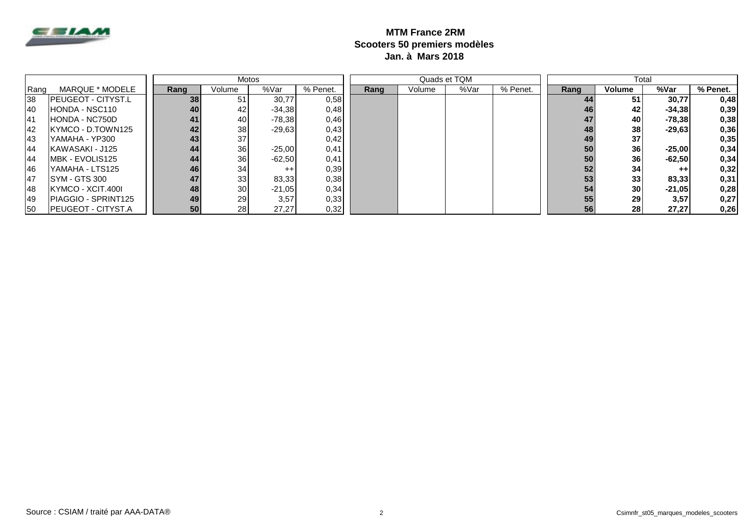## MTM France 2RM
## Scooters 50 premiers modèles
## Jan. à Mars 2018

| | | Motos | | | | Quads et TQM | | | | Total | | | |
|---|---|---|---|---|---|---|---|---|---|---|---|---|---|
| Rang | MARQUE * MODELE | Rang | Volume | %Var | % Penet. | Rang | Volume | %Var | % Penet. | Rang | Volume | %Var | % Penet. |
| 38 | PEUGEOT - CITYST.L | 38 | 51 | 30,77 | 0,58 | | | | | 44 | 51 | 30,77 | 0,48 |
| 40 | HONDA - NSC110 | 40 | 42 | -34,38 | 0,48 | | | | | 46 | 42 | -34,38 | 0,39 |
| 41 | HONDA - NC750D | 41 | 40 | -78,38 | 0,46 | | | | | 47 | 40 | -78,38 | 0,38 |
| 42 | KYMCO - D.TOWN125 | 42 | 38 | -29,63 | 0,43 | | | | | 48 | 38 | -29,63 | 0,36 |
| 43 | YAMAHA - YP300 | 43 | 37 | | 0,42 | | | | | 49 | 37 | | 0,35 |
| 44 | KAWASAKI - J125 | 44 | 36 | -25,00 | 0,41 | | | | | 50 | 36 | -25,00 | 0,34 |
| 44 | MBK - EVOLIS125 | 44 | 36 | -62,50 | 0,41 | | | | | 50 | 36 | -62,50 | 0,34 |
| 46 | YAMAHA - LTS125 | 46 | 34 | ++ | 0,39 | | | | | 52 | 34 | ++ | 0,32 |
| 47 | SYM - GTS 300 | 47 | 33 | 83,33 | 0,38 | | | | | 53 | 33 | 83,33 | 0,31 |
| 48 | KYMCO - XCIT.400I | 48 | 30 | -21,05 | 0,34 | | | | | 54 | 30 | -21,05 | 0,28 |
| 49 | PIAGGIO - SPRINT125 | 49 | 29 | 3,57 | 0,33 | | | | | 55 | 29 | 3,57 | 0,27 |
| 50 | PEUGEOT - CITYST.A | 50 | 28 | 27,27 | 0,32 | | | | | 56 | 28 | 27,27 | 0,26 |

Source : CSIAM / traité par AAA-DATA®

Csimnfr_st05_marques_modeles_scooters